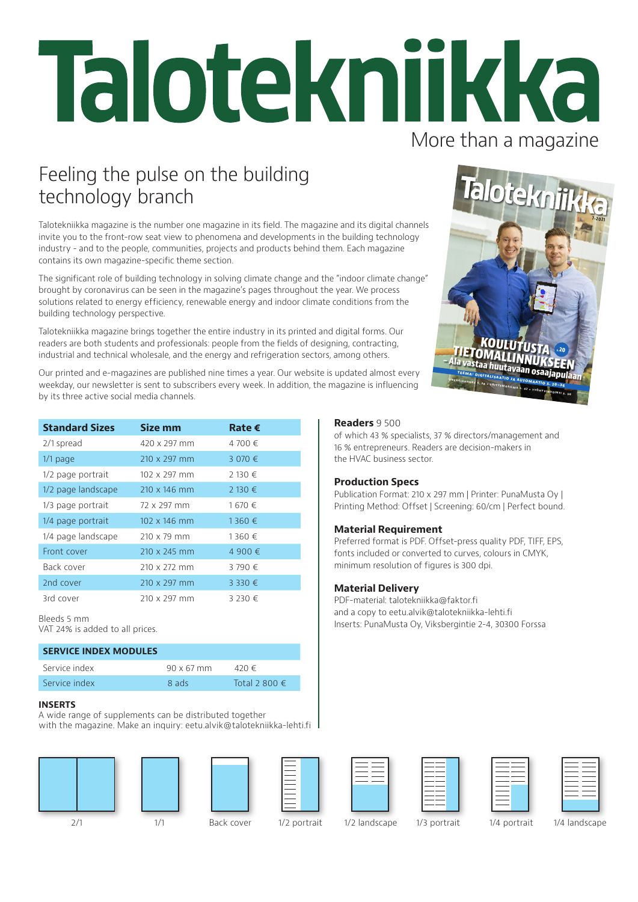# Talotekniikka

More than a magazine

## Feeling the pulse on the building technology branch

Talotekniikka magazine is the number one magazine in its field. The magazine and its digital channels invite you to the front-row seat view to phenomena and developments in the building technology industry - and to the people, communities, projects and products behind them. Each magazine contains its own magazine-specific theme section.

The significant role of building technology in solving climate change and the "indoor climate change" brought by coronavirus can be seen in the magazine's pages throughout the year. We process solutions related to energy efficiency, renewable energy and indoor climate conditions from the building technology perspective.

Talotekniikka magazine brings together the entire industry in its printed and digital forms. Our readers are both students and professionals: people from the fields of designing, contracting, industrial and technical wholesale, and the energy and refrigeration sectors, among others.

Our printed and e-magazines are published nine times a year. Our website is updated almost every weekday, our newsletter is sent to subscribers every week. In addition, the magazine is influencing by its three active social media channels.

| Standard Sizes | Size mm | Rate € |
|---|---|---|
| 2/1 spread | 420 x 297 mm | 4 700 € |
| 1/1 page | 210 x 297 mm | 3 070 € |
| 1/2 page portrait | 102 x 297 mm | 2 130 € |
| 1/2 page landscape | 210 x 146 mm | 2 130 € |
| 1/3 page portrait | 72 x 297 mm | 1 670 € |
| 1/4 page portrait | 102 x 146 mm | 1 360 € |
| 1/4 page landscape | 210 x 79 mm | 1 360 € |
| Front cover | 210 x 245 mm | 4 900 € |
| Back cover | 210 x 272 mm | 3 790 € |
| 2nd cover | 210 x 297 mm | 3 330 € |
| 3rd cover | 210 x 297 mm | 3 230 € |

Bleeds 5 mm
VAT 24% is added to all prices.

| SERVICE INDEX MODULES | | |
|---|---|---|
| Service index | 90 x 67 mm | 420 € |
| Service index | 8 ads | Total 2 800 € |

**INSERTS**
A wide range of supplements can be distributed together with the magazine. Make an inquiry: eetu.alvik@talotekniikka-lehti.fi

**Readers** 9 500
of which 43 % specialists, 37 % directors/management and 16 % entrepreneurs. Readers are decision-makers in the HVAC business sector.

**Production Specs**
Publication Format: 210 x 297 mm | Printer: PunaMusta Oy | Printing Method: Offset | Screening: 60/cm | Perfect bound.

**Material Requirement**
Preferred format is PDF. Offset-press quality PDF, TIFF, EPS, fonts included or converted to curves, colours in CMYK, minimum resolution of figures is 300 dpi.

**Material Delivery**
PDF-material: talotekniikka@faktor.fi
and a copy to eetu.alvik@talotekniikka-lehti.fi
Inserts: PunaMusta Oy, Viksbergintie 2-4, 30300 Forssa

2/1 | 1/1 | Back cover | 1/2 portrait | 1/2 landscape | 1/3 portrait | 1/4 portrait | 1/4 landscape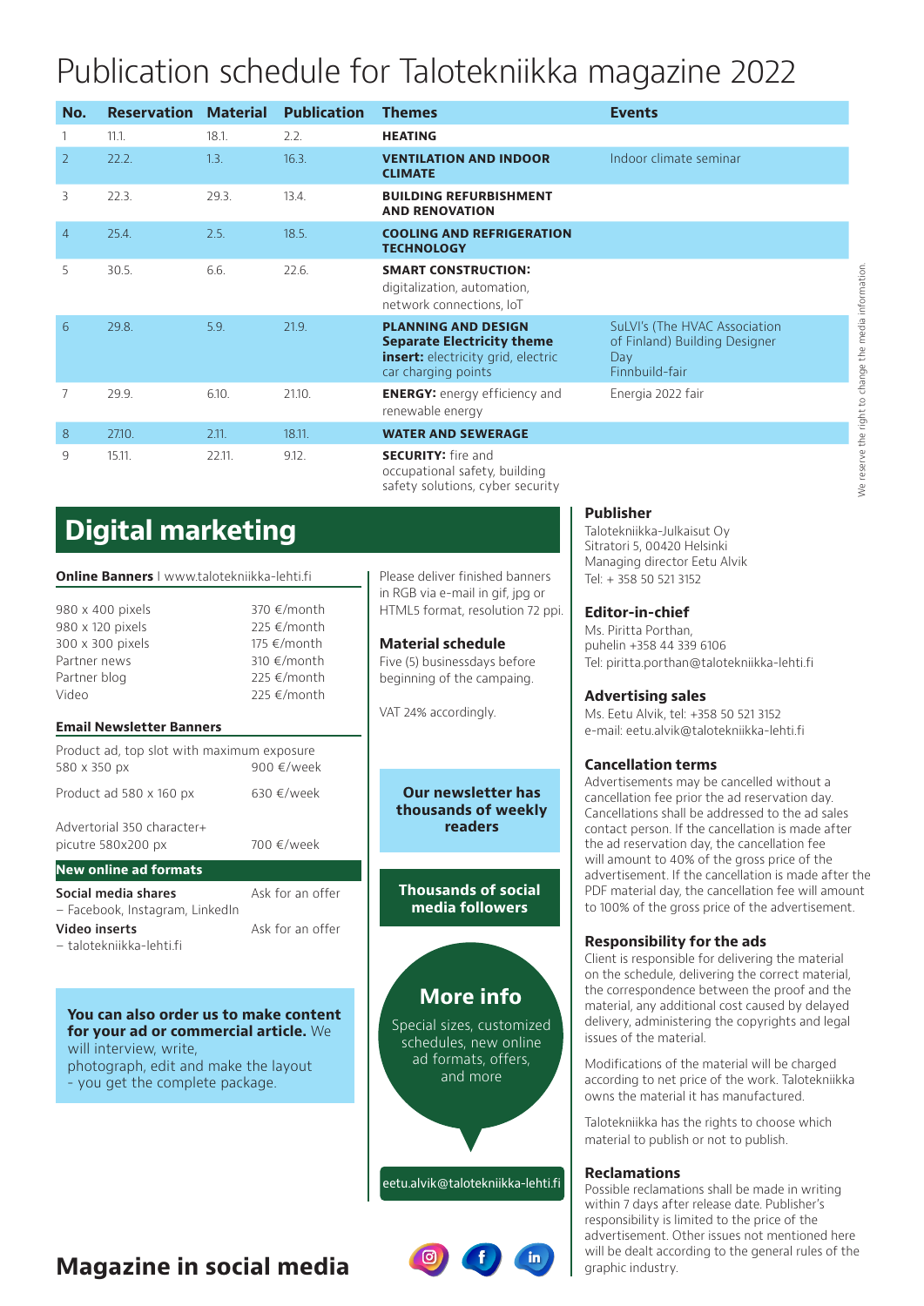# Publication schedule for Talotekniikka magazine 2022

| No. | Reservation | Material | Publication | Themes | Events |
|---|---|---|---|---|---|
| 1 | 11.1. | 18.1. | 2.2. | **HEATING** | |
| 2 | 22.2. | 1.3. | 16.3. | **VENTILATION AND INDOOR CLIMATE** | Indoor climate seminar |
| 3 | 22.3. | 29.3. | 13.4. | **BUILDING REFURBISHMENT AND RENOVATION** | |
| 4 | 25.4. | 2.5. | 18.5. | **COOLING AND REFRIGERATION TECHNOLOGY** | |
| 5 | 30.5. | 6.6. | 22.6. | **SMART CONSTRUCTION:** digitalization, automation, network connections, IoT | |
| 6 | 29.8. | 5.9. | 21.9. | **PLANNING AND DESIGN Separate Electricity theme insert:** electricity grid, electric car charging points | SuLVI's (The HVAC Association of Finland) Building Designer Day Finnbuild-fair |
| 7 | 29.9. | 6.10. | 21.10. | **ENERGY:** energy efficiency and renewable energy | Energia 2022 fair |
| 8 | 27.10. | 2.11. | 18.11. | **WATER AND SEWERAGE** | |
| 9 | 15.11. | 22.11. | 9.12. | **SECURITY:** fire and occupational safety, building safety solutions, cyber security | |

We reserve the right to change the media information.

## Digital marketing

**Online Banners** | www.talotekniikka-lehti.fi

| | |
|---|---|
| 980 x 400 pixels | 370 €/month |
| 980 x 120 pixels | 225 €/month |
| 300 x 300 pixels | 175 €/month |
| Partner news | 310 €/month |
| Partner blog | 225 €/month |
| Video | 225 €/month |

**Email Newsletter Banners**

| | |
|---|---|
| Product ad, top slot with maximum exposure 580 x 350 px | 900 €/week |
| Product ad 580 x 160 px | 630 €/week |
| Advertorial 350 character+ picutre 580x200 px | 700 €/week |

**New online ad formats**

| | |
|---|---|
| **Social media shares** – Facebook, Instagram, LinkedIn | Ask for an offer |
| **Video inserts** – talotekniikka-lehti.fi | Ask for an offer |

**You can also order us to make content for your ad or commercial article.** We will interview, write, photograph, edit and make the layout - you get the complete package.

Please deliver finished banners in RGB via e-mail in gif, jpg or HTML5 format, resolution 72 ppi.

### Material schedule

Five (5) businessdays before beginning of the campaing.

VAT 24% accordingly.

**Our newsletter has thousands of weekly readers**

**Thousands of social media followers**

### More info

Special sizes, customized schedules, new online ad formats, offers, and more

eetu.alvik@talotekniikka-lehti.fi

## Magazine in social media

### Publisher

Talotekniikka-Julkaisut Oy
Sitratori 5, 00420 Helsinki
Managing director Eetu Alvik
Tel: + 358 50 521 3152

### Editor-in-chief

Ms. Piritta Porthan,
puhelin +358 44 339 6106
Tel: piritta.porthan@talotekniikka-lehti.fi

### Advertising sales

Ms. Eetu Alvik, tel: +358 50 521 3152
e-mail: eetu.alvik@talotekniikka-lehti.fi

### Cancellation terms

Advertisements may be cancelled without a cancellation fee prior the ad reservation day. Cancellations shall be addressed to the ad sales contact person. If the cancellation is made after the ad reservation day, the cancellation fee will amount to 40% of the gross price of the advertisement. If the cancellation is made after the PDF material day, the cancellation fee will amount to 100% of the gross price of the advertisement.

### Responsibility for the ads

Client is responsible for delivering the material on the schedule, delivering the correct material, the correspondence between the proof and the material, any additional cost caused by delayed delivery, administering the copyrights and legal issues of the material.

Modifications of the material will be charged according to net price of the work. Talotekniikka owns the material it has manufactured.

Talotekniikka has the rights to choose which material to publish or not to publish.

### Reclamations

Possible reclamations shall be made in writing within 7 days after release date. Publisher's responsibility is limited to the price of the advertisement. Other issues not mentioned here will be dealt according to the general rules of the graphic industry.